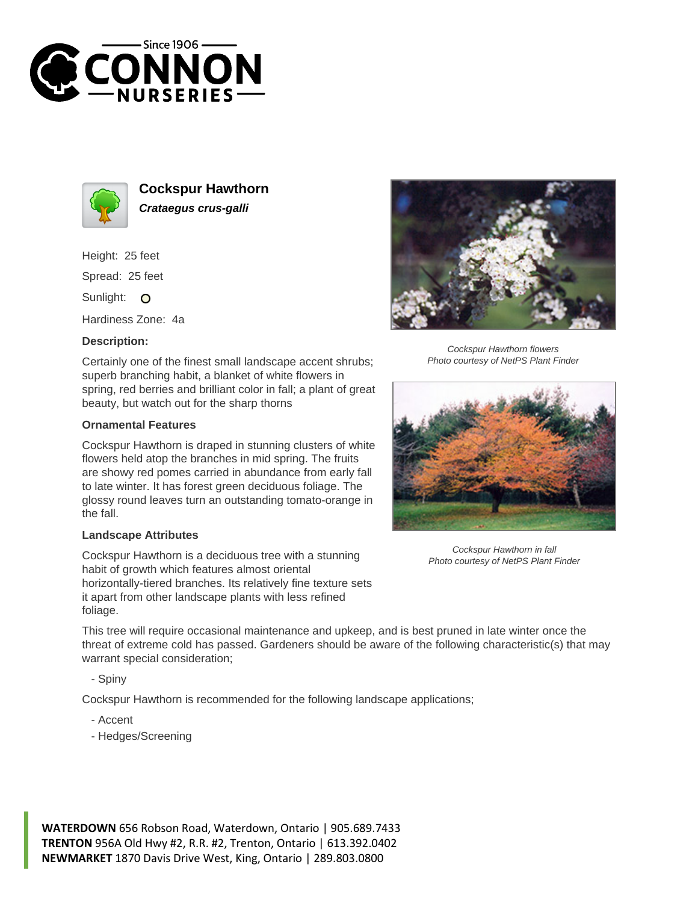# Cockspur Hawthorn

***Crataegus crus-galli***

Height: 25 feet

Spread: 25 feet

Sunlight: ○

Hardiness Zone: 4a

### Description:

Certainly one of the finest small landscape accent shrubs; superb branching habit, a blanket of white flowers in spring, red berries and brilliant color in fall; a plant of great beauty, but watch out for the sharp thorns

### Ornamental Features

Cockspur Hawthorn is draped in stunning clusters of white flowers held atop the branches in mid spring. The fruits are showy red pomes carried in abundance from early fall to late winter. It has forest green deciduous foliage. The glossy round leaves turn an outstanding tomato-orange in the fall.

### Landscape Attributes

Cockspur Hawthorn is a deciduous tree with a stunning habit of growth which features almost oriental horizontally-tiered branches. Its relatively fine texture sets it apart from other landscape plants with less refined foliage.

This tree will require occasional maintenance and upkeep, and is best pruned in late winter once the threat of extreme cold has passed. Gardeners should be aware of the following characteristic(s) that may warrant special consideration;

- Spiny

Cockspur Hawthorn is recommended for the following landscape applications;

- Accent
- Hedges/Screening

*Cockspur Hawthorn flowers*
*Photo courtesy of NetPS Plant Finder*

*Cockspur Hawthorn in fall*
*Photo courtesy of NetPS Plant Finder*

**WATERDOWN** 656 Robson Road, Waterdown, Ontario | 905.689.7433
**TRENTON** 956A Old Hwy #2, R.R. #2, Trenton, Ontario | 613.392.0402
**NEWMARKET** 1870 Davis Drive West, King, Ontario | 289.803.0800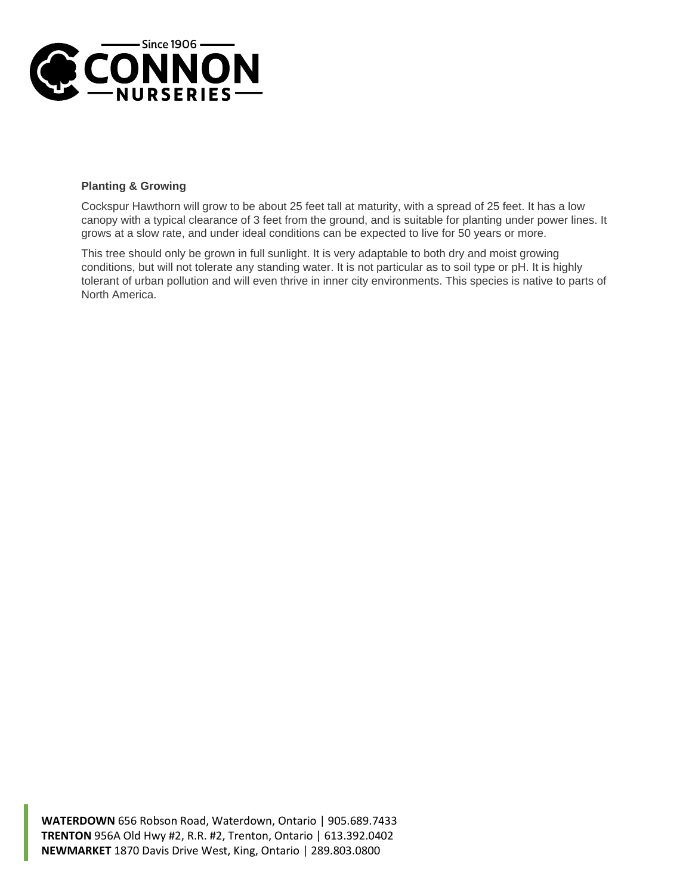## Planting & Growing

Cockspur Hawthorn will grow to be about 25 feet tall at maturity, with a spread of 25 feet. It has a low canopy with a typical clearance of 3 feet from the ground, and is suitable for planting under power lines. It grows at a slow rate, and under ideal conditions can be expected to live for 50 years or more.

This tree should only be grown in full sunlight. It is very adaptable to both dry and moist growing conditions, but will not tolerate any standing water. It is not particular as to soil type or pH. It is highly tolerant of urban pollution and will even thrive in inner city environments. This species is native to parts of North America.